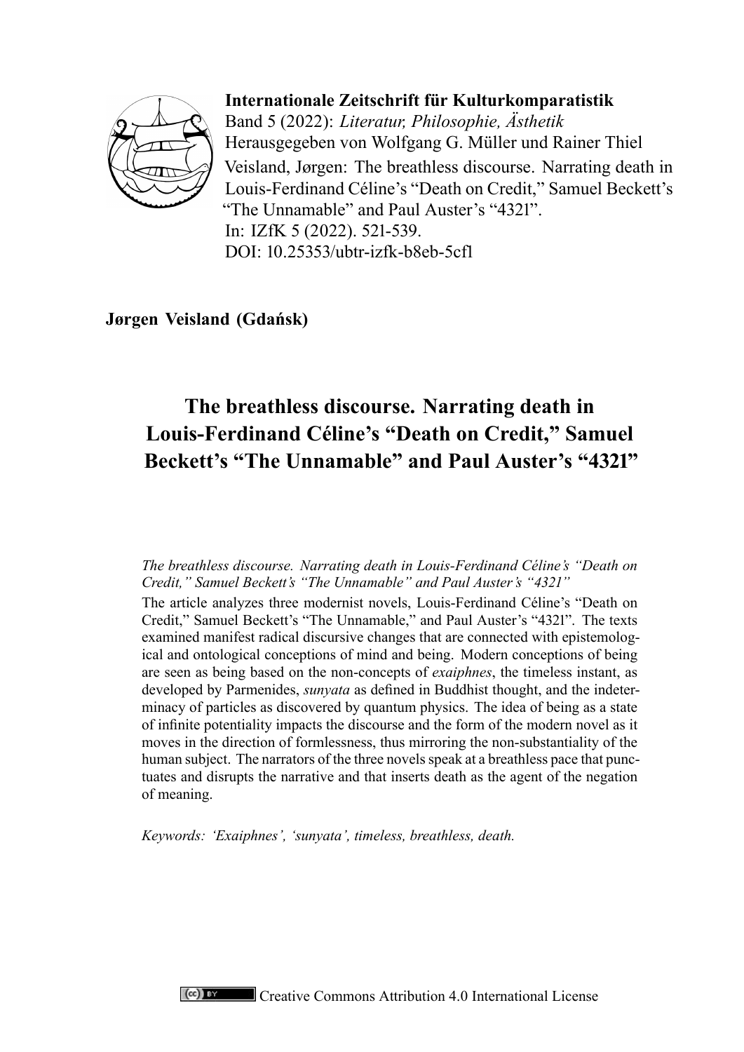**Internationale Zeitschrift für Kulturkomparatistik**
Band 5 (2022): *Literatur, Philosophie, Ästhetik*
Herausgegeben von Wolfgang G. Müller und Rainer Thiel
Veisland, Jørgen: The breathless discourse. Narrating death in Louis-Ferdinand Céline's "Death on Credit," Samuel Beckett's "The Unnamable" and Paul Auster's "4321".
In: IZfK 5 (2022). 521-539.
DOI: 10.25353/ubtr-izfk-b8eb-5cf1

**Jørgen Veisland (Gdańsk)**

# The breathless discourse. Narrating death in Louis-Ferdinand Céline's "Death on Credit," Samuel Beckett's "The Unnamable" and Paul Auster's "4321"

*The breathless discourse. Narrating death in Louis-Ferdinand Céline's "Death on Credit," Samuel Beckett's "The Unnamable" and Paul Auster's "4321"*

The article analyzes three modernist novels, Louis-Ferdinand Céline's "Death on Credit," Samuel Beckett's "The Unnamable," and Paul Auster's "4321". The texts examined manifest radical discursive changes that are connected with epistemological and ontological conceptions of mind and being. Modern conceptions of being are seen as being based on the non-concepts of *exaiphnes*, the timeless instant, as developed by Parmenides, *sunyata* as defined in Buddhist thought, and the indeterminacy of particles as discovered by quantum physics. The idea of being as a state of infinite potentiality impacts the discourse and the form of the modern novel as it moves in the direction of formlessness, thus mirroring the non-substantiality of the human subject. The narrators of the three novels speak at a breathless pace that punctuates and disrupts the narrative and that inserts death as the agent of the negation of meaning.

*Keywords: 'Exaiphnes', 'sunyata', timeless, breathless, death.*

Creative Commons Attribution 4.0 International License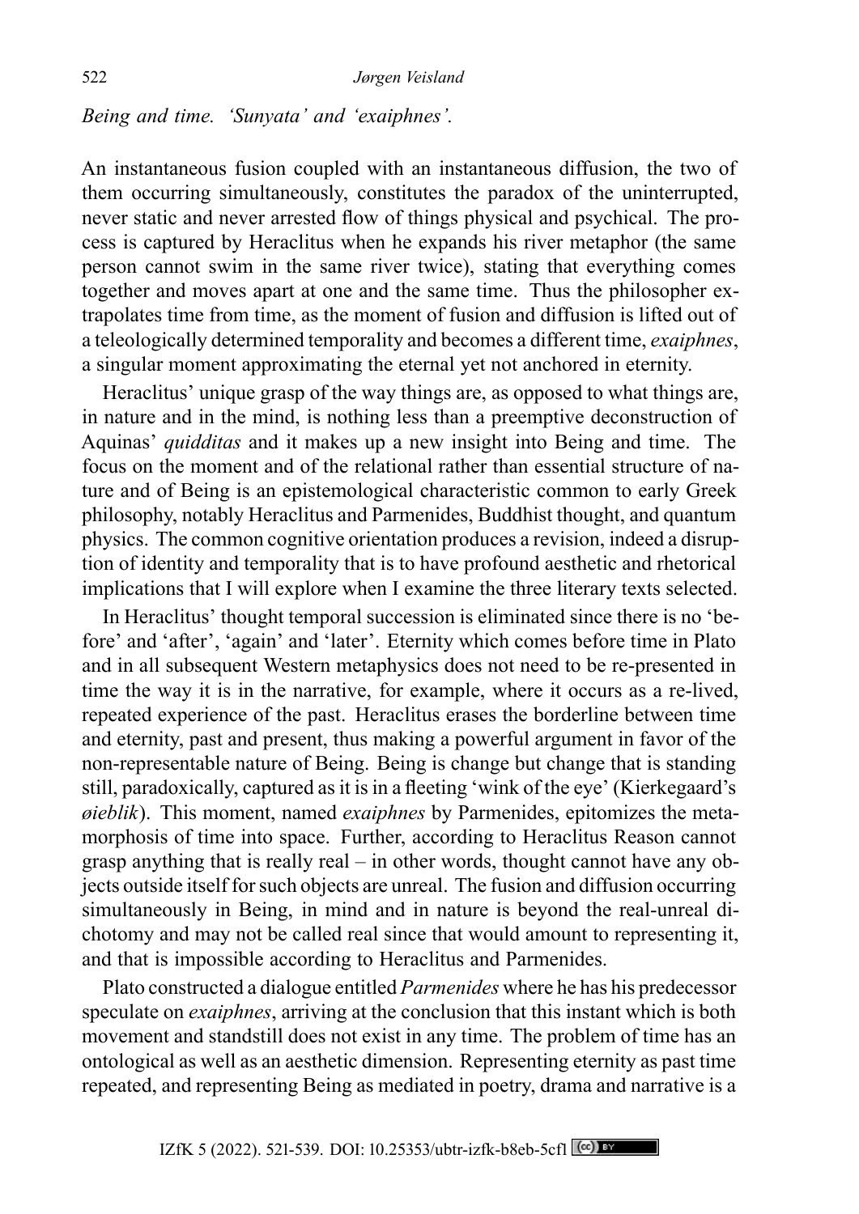*Being and time. 'Sunyata' and 'exaiphnes'.*

An instantaneous fusion coupled with an instantaneous diffusion, the two of them occurring simultaneously, constitutes the paradox of the uninterrupted, never static and never arrested flow of things physical and psychical. The process is captured by Heraclitus when he expands his river metaphor (the same person cannot swim in the same river twice), stating that everything comes together and moves apart at one and the same time. Thus the philosopher extrapolates time from time, as the moment of fusion and diffusion is lifted out of a teleologically determined temporality and becomes a different time, *exaiphnes*, a singular moment approximating the eternal yet not anchored in eternity.

Heraclitus' unique grasp of the way things are, as opposed to what things are, in nature and in the mind, is nothing less than a preemptive deconstruction of Aquinas' *quidditas* and it makes up a new insight into Being and time. The focus on the moment and of the relational rather than essential structure of nature and of Being is an epistemological characteristic common to early Greek philosophy, notably Heraclitus and Parmenides, Buddhist thought, and quantum physics. The common cognitive orientation produces a revision, indeed a disruption of identity and temporality that is to have profound aesthetic and rhetorical implications that I will explore when I examine the three literary texts selected.

In Heraclitus' thought temporal succession is eliminated since there is no 'before' and 'after', 'again' and 'later'. Eternity which comes before time in Plato and in all subsequent Western metaphysics does not need to be re-presented in time the way it is in the narrative, for example, where it occurs as a re-lived, repeated experience of the past. Heraclitus erases the borderline between time and eternity, past and present, thus making a powerful argument in favor of the non-representable nature of Being. Being is change but change that is standing still, paradoxically, captured as it is in a fleeting 'wink of the eye' (Kierkegaard's *øieblik*). This moment, named *exaiphnes* by Parmenides, epitomizes the metamorphosis of time into space. Further, according to Heraclitus Reason cannot grasp anything that is really real – in other words, thought cannot have any objects outside itself for such objects are unreal. The fusion and diffusion occurring simultaneously in Being, in mind and in nature is beyond the real-unreal dichotomy and may not be called real since that would amount to representing it, and that is impossible according to Heraclitus and Parmenides.

Plato constructed a dialogue entitled *Parmenides* where he has his predecessor speculate on *exaiphnes*, arriving at the conclusion that this instant which is both movement and standstill does not exist in any time. The problem of time has an ontological as well as an aesthetic dimension. Representing eternity as past time repeated, and representing Being as mediated in poetry, drama and narrative is a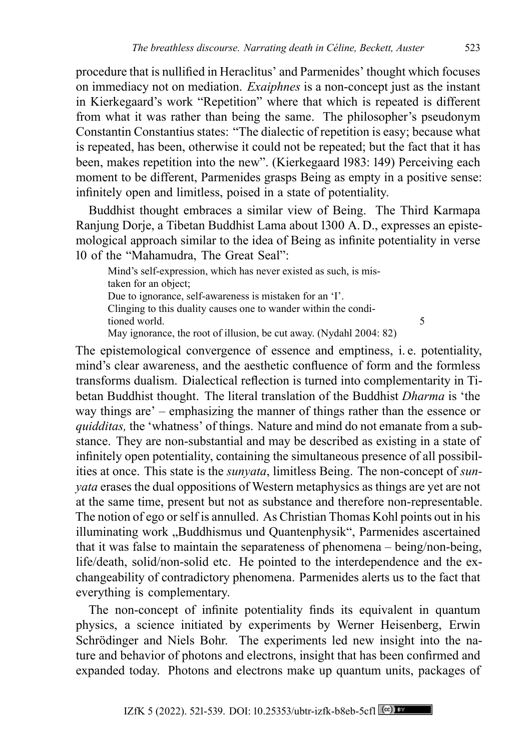procedure that is nullified in Heraclitus' and Parmenides' thought which focuses on immediacy not on mediation. *Exaiphnes* is a non-concept just as the instant in Kierkegaard's work "Repetition" where that which is repeated is different from what it was rather than being the same. The philosopher's pseudonym Constantin Constantius states: "The dialectic of repetition is easy; because what is repeated, has been, otherwise it could not be repeated; but the fact that it has been, makes repetition into the new". (Kierkegaard 1983: 149) Perceiving each moment to be different, Parmenides grasps Being as empty in a positive sense: infinitely open and limitless, poised in a state of potentiality.

Buddhist thought embraces a similar view of Being. The Third Karmapa Ranjung Dorje, a Tibetan Buddhist Lama about 1300 A. D., expresses an epistemological approach similar to the idea of Being as infinite potentiality in verse 10 of the "Mahamudra, The Great Seal":

> Mind's self-expression, which has never existed as such, is mistaken for an object;
> Due to ignorance, self-awareness is mistaken for an 'I'.
> Clinging to this duality causes one to wander within the conditioned world. 5
> May ignorance, the root of illusion, be cut away. (Nydahl 2004: 82)

The epistemological convergence of essence and emptiness, i. e. potentiality, mind's clear awareness, and the aesthetic confluence of form and the formless transforms dualism. Dialectical reflection is turned into complementarity in Tibetan Buddhist thought. The literal translation of the Buddhist *Dharma* is 'the way things are' – emphasizing the manner of things rather than the essence or *quidditas,* the 'whatness' of things. Nature and mind do not emanate from a substance. They are non-substantial and may be described as existing in a state of infinitely open potentiality, containing the simultaneous presence of all possibilities at once. This state is the *sunyata*, limitless Being. The non-concept of *sunyata* erases the dual oppositions of Western metaphysics as things are yet are not at the same time, present but not as substance and therefore non-representable. The notion of ego or self is annulled. As Christian Thomas Kohl points out in his illuminating work „Buddhismus und Quantenphysik", Parmenides ascertained that it was false to maintain the separateness of phenomena – being/non-being, life/death, solid/non-solid etc. He pointed to the interdependence and the exchangeability of contradictory phenomena. Parmenides alerts us to the fact that everything is complementary.

The non-concept of infinite potentiality finds its equivalent in quantum physics, a science initiated by experiments by Werner Heisenberg, Erwin Schrödinger and Niels Bohr. The experiments led new insight into the nature and behavior of photons and electrons, insight that has been confirmed and expanded today. Photons and electrons make up quantum units, packages of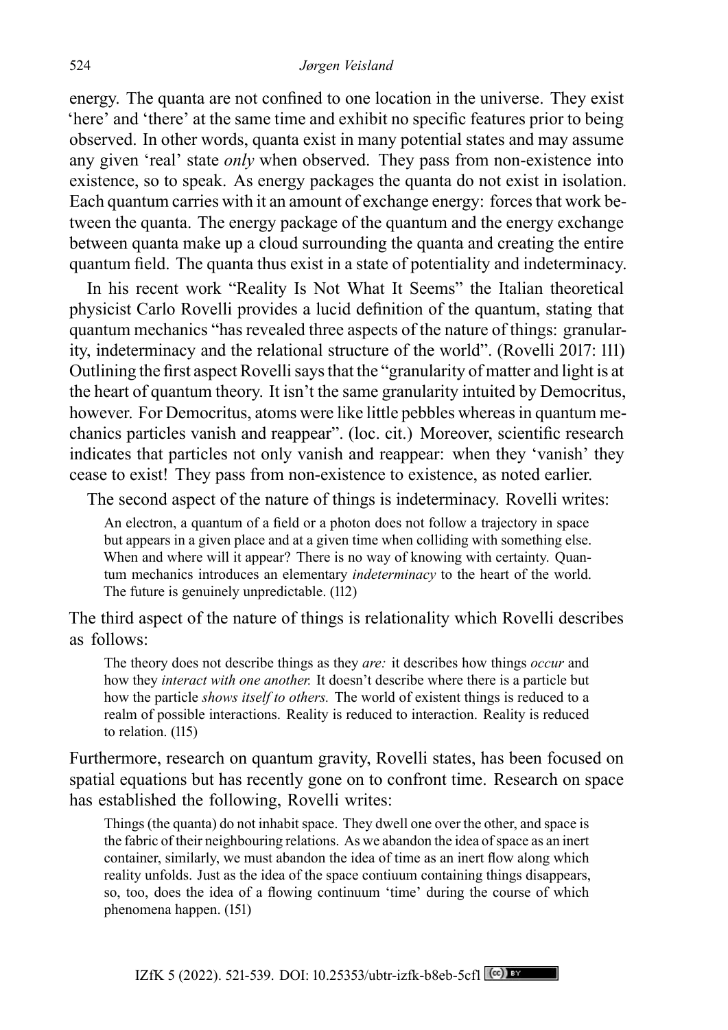energy. The quanta are not confined to one location in the universe. They exist 'here' and 'there' at the same time and exhibit no specific features prior to being observed. In other words, quanta exist in many potential states and may assume any given 'real' state *only* when observed. They pass from non-existence into existence, so to speak. As energy packages the quanta do not exist in isolation. Each quantum carries with it an amount of exchange energy: forces that work between the quanta. The energy package of the quantum and the energy exchange between quanta make up a cloud surrounding the quanta and creating the entire quantum field. The quanta thus exist in a state of potentiality and indeterminacy.

In his recent work "Reality Is Not What It Seems" the Italian theoretical physicist Carlo Rovelli provides a lucid definition of the quantum, stating that quantum mechanics "has revealed three aspects of the nature of things: granularity, indeterminacy and the relational structure of the world". (Rovelli 2017: 111) Outlining the first aspect Rovelli says that the "granularity of matter and light is at the heart of quantum theory. It isn't the same granularity intuited by Democritus, however. For Democritus, atoms were like little pebbles whereas in quantum mechanics particles vanish and reappear". (loc. cit.) Moreover, scientific research indicates that particles not only vanish and reappear: when they 'vanish' they cease to exist! They pass from non-existence to existence, as noted earlier.

The second aspect of the nature of things is indeterminacy. Rovelli writes:

> An electron, a quantum of a field or a photon does not follow a trajectory in space but appears in a given place and at a given time when colliding with something else. When and where will it appear? There is no way of knowing with certainty. Quantum mechanics introduces an elementary *indeterminacy* to the heart of the world. The future is genuinely unpredictable. (112)

The third aspect of the nature of things is relationality which Rovelli describes as follows:

> The theory does not describe things as they *are:* it describes how things *occur* and how they *interact with one another.* It doesn't describe where there is a particle but how the particle *shows itself to others.* The world of existent things is reduced to a realm of possible interactions. Reality is reduced to interaction. Reality is reduced to relation. (115)

Furthermore, research on quantum gravity, Rovelli states, has been focused on spatial equations but has recently gone on to confront time. Research on space has established the following, Rovelli writes:

> Things (the quanta) do not inhabit space. They dwell one over the other, and space is the fabric of their neighbouring relations. As we abandon the idea of space as an inert container, similarly, we must abandon the idea of time as an inert flow along which reality unfolds. Just as the idea of the space contiuum containing things disappears, so, too, does the idea of a flowing continuum 'time' during the course of which phenomena happen. (151)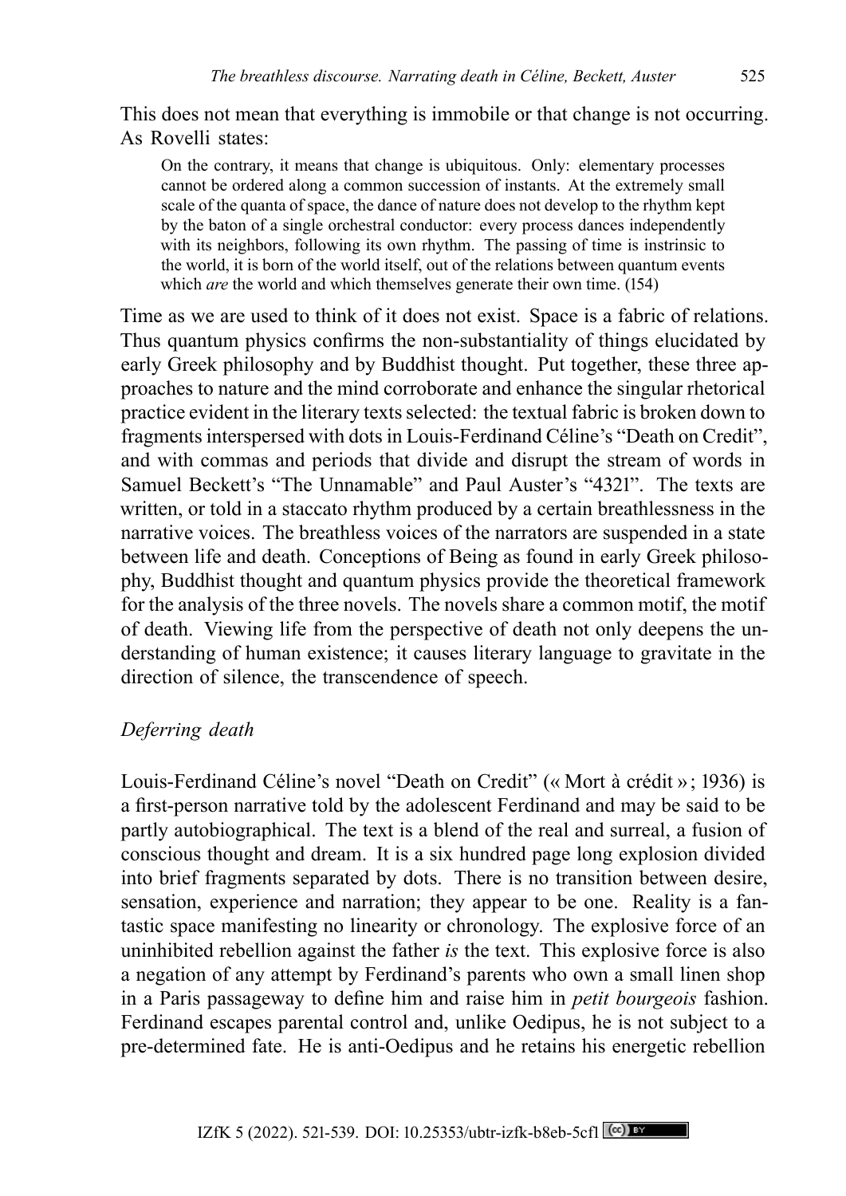This does not mean that everything is immobile or that change is not occurring. As Rovelli states:

> On the contrary, it means that change is ubiquitous. Only: elementary processes cannot be ordered along a common succession of instants. At the extremely small scale of the quanta of space, the dance of nature does not develop to the rhythm kept by the baton of a single orchestral conductor: every process dances independently with its neighbors, following its own rhythm. The passing of time is instrinsic to the world, it is born of the world itself, out of the relations between quantum events which *are* the world and which themselves generate their own time. (154)

Time as we are used to think of it does not exist. Space is a fabric of relations. Thus quantum physics confirms the non-substantiality of things elucidated by early Greek philosophy and by Buddhist thought. Put together, these three approaches to nature and the mind corroborate and enhance the singular rhetorical practice evident in the literary texts selected: the textual fabric is broken down to fragments interspersed with dots in Louis-Ferdinand Céline's "Death on Credit", and with commas and periods that divide and disrupt the stream of words in Samuel Beckett's "The Unnamable" and Paul Auster's "4321". The texts are written, or told in a staccato rhythm produced by a certain breathlessness in the narrative voices. The breathless voices of the narrators are suspended in a state between life and death. Conceptions of Being as found in early Greek philosophy, Buddhist thought and quantum physics provide the theoretical framework for the analysis of the three novels. The novels share a common motif, the motif of death. Viewing life from the perspective of death not only deepens the understanding of human existence; it causes literary language to gravitate in the direction of silence, the transcendence of speech.

## *Deferring death*

Louis-Ferdinand Céline's novel "Death on Credit" (« Mort à crédit » ; 1936) is a first-person narrative told by the adolescent Ferdinand and may be said to be partly autobiographical. The text is a blend of the real and surreal, a fusion of conscious thought and dream. It is a six hundred page long explosion divided into brief fragments separated by dots. There is no transition between desire, sensation, experience and narration; they appear to be one. Reality is a fantastic space manifesting no linearity or chronology. The explosive force of an uninhibited rebellion against the father *is* the text. This explosive force is also a negation of any attempt by Ferdinand's parents who own a small linen shop in a Paris passageway to define him and raise him in *petit bourgeois* fashion. Ferdinand escapes parental control and, unlike Oedipus, he is not subject to a pre-determined fate. He is anti-Oedipus and he retains his energetic rebellion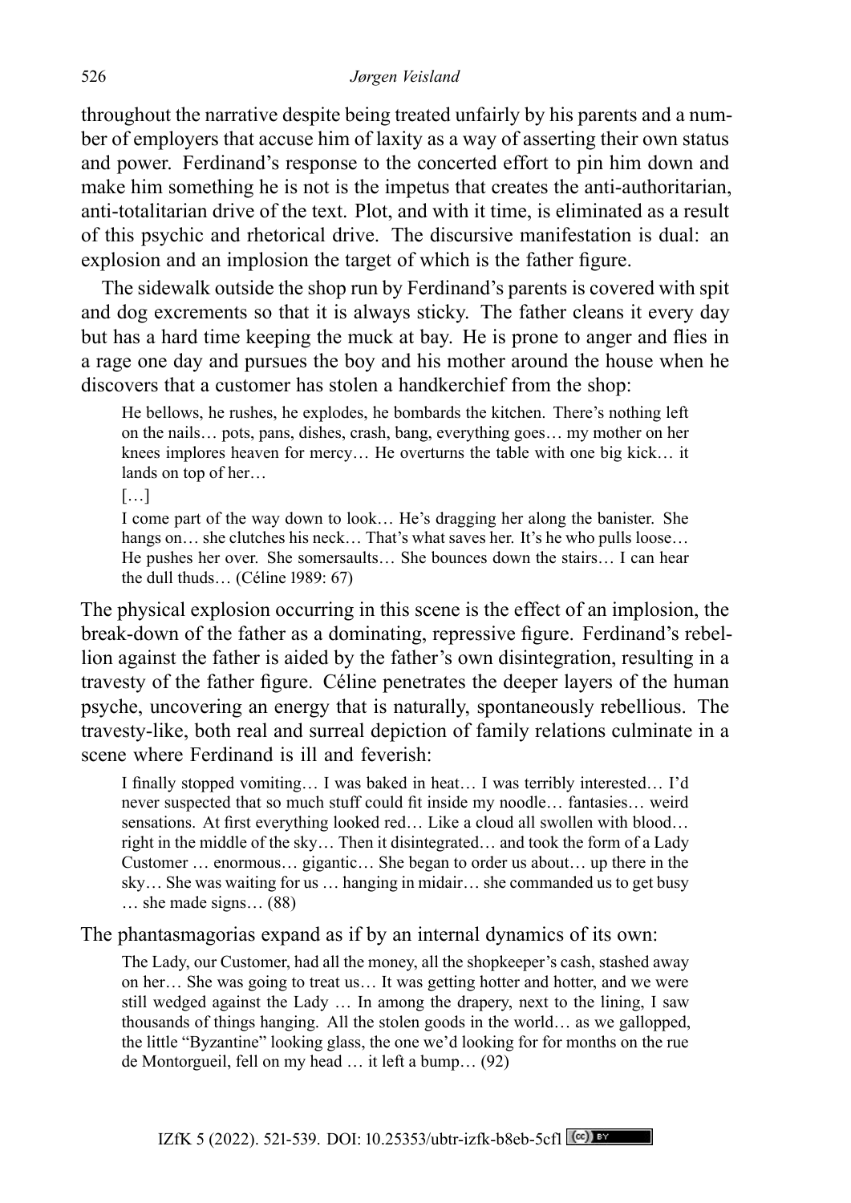throughout the narrative despite being treated unfairly by his parents and a number of employers that accuse him of laxity as a way of asserting their own status and power. Ferdinand's response to the concerted effort to pin him down and make him something he is not is the impetus that creates the anti-authoritarian, anti-totalitarian drive of the text. Plot, and with it time, is eliminated as a result of this psychic and rhetorical drive. The discursive manifestation is dual: an explosion and an implosion the target of which is the father figure.

The sidewalk outside the shop run by Ferdinand's parents is covered with spit and dog excrements so that it is always sticky. The father cleans it every day but has a hard time keeping the muck at bay. He is prone to anger and flies in a rage one day and pursues the boy and his mother around the house when he discovers that a customer has stolen a handkerchief from the shop:

> He bellows, he rushes, he explodes, he bombards the kitchen. There's nothing left on the nails… pots, pans, dishes, crash, bang, everything goes… my mother on her knees implores heaven for mercy… He overturns the table with one big kick… it lands on top of her…
>
> […]
>
> I come part of the way down to look… He's dragging her along the banister. She hangs on… she clutches his neck… That's what saves her. It's he who pulls loose… He pushes her over. She somersaults… She bounces down the stairs… I can hear the dull thuds… (Céline 1989: 67)

The physical explosion occurring in this scene is the effect of an implosion, the break-down of the father as a dominating, repressive figure. Ferdinand's rebellion against the father is aided by the father's own disintegration, resulting in a travesty of the father figure. Céline penetrates the deeper layers of the human psyche, uncovering an energy that is naturally, spontaneously rebellious. The travesty-like, both real and surreal depiction of family relations culminate in a scene where Ferdinand is ill and feverish:

> I finally stopped vomiting… I was baked in heat… I was terribly interested… I'd never suspected that so much stuff could fit inside my noodle… fantasies… weird sensations. At first everything looked red… Like a cloud all swollen with blood… right in the middle of the sky… Then it disintegrated… and took the form of a Lady Customer … enormous… gigantic… She began to order us about… up there in the sky… She was waiting for us … hanging in midair… she commanded us to get busy … she made signs… (88)

The phantasmagorias expand as if by an internal dynamics of its own:

> The Lady, our Customer, had all the money, all the shopkeeper's cash, stashed away on her… She was going to treat us… It was getting hotter and hotter, and we were still wedged against the Lady … In among the drapery, next to the lining, I saw thousands of things hanging. All the stolen goods in the world… as we gallopped, the little "Byzantine" looking glass, the one we'd looking for for months on the rue de Montorgueil, fell on my head … it left a bump… (92)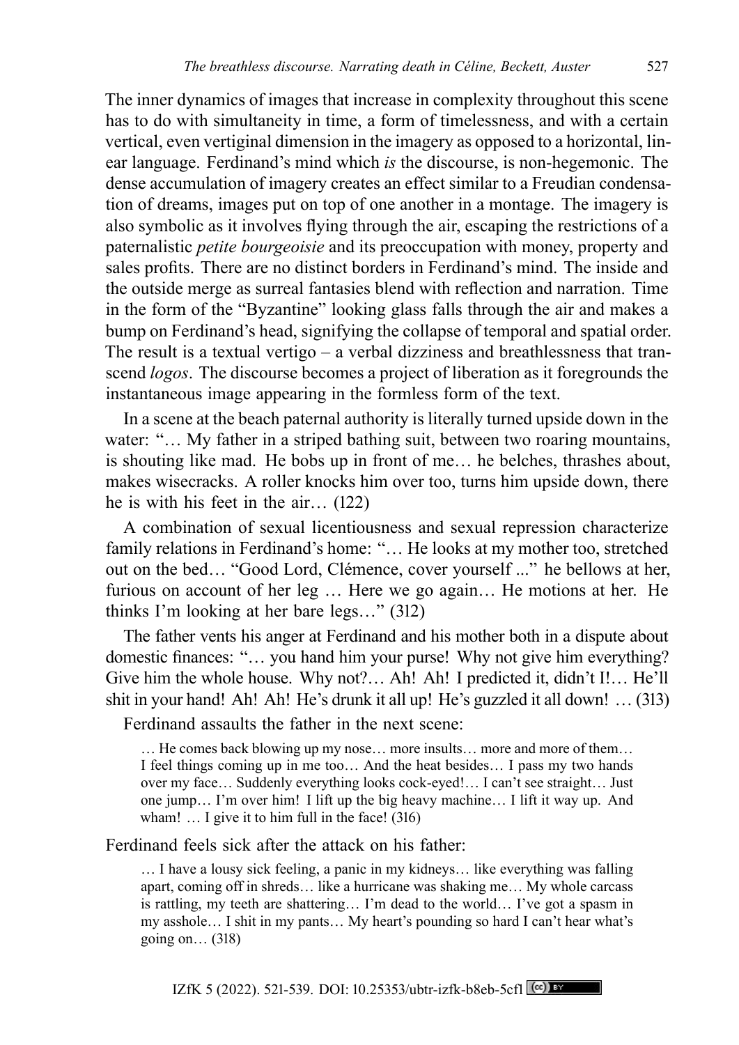The inner dynamics of images that increase in complexity throughout this scene has to do with simultaneity in time, a form of timelessness, and with a certain vertical, even vertiginal dimension in the imagery as opposed to a horizontal, linear language. Ferdinand's mind which *is* the discourse, is non-hegemonic. The dense accumulation of imagery creates an effect similar to a Freudian condensation of dreams, images put on top of one another in a montage. The imagery is also symbolic as it involves flying through the air, escaping the restrictions of a paternalistic *petite bourgeoisie* and its preoccupation with money, property and sales profits. There are no distinct borders in Ferdinand's mind. The inside and the outside merge as surreal fantasies blend with reflection and narration. Time in the form of the "Byzantine" looking glass falls through the air and makes a bump on Ferdinand's head, signifying the collapse of temporal and spatial order. The result is a textual vertigo – a verbal dizziness and breathlessness that transcend *logos*. The discourse becomes a project of liberation as it foregrounds the instantaneous image appearing in the formless form of the text.

In a scene at the beach paternal authority is literally turned upside down in the water: "… My father in a striped bathing suit, between two roaring mountains, is shouting like mad. He bobs up in front of me… he belches, thrashes about, makes wisecracks. A roller knocks him over too, turns him upside down, there he is with his feet in the air… (122)

A combination of sexual licentiousness and sexual repression characterize family relations in Ferdinand's home: "… He looks at my mother too, stretched out on the bed… "Good Lord, Clémence, cover yourself ..." he bellows at her, furious on account of her leg … Here we go again… He motions at her. He thinks I'm looking at her bare legs…" (312)

The father vents his anger at Ferdinand and his mother both in a dispute about domestic finances: "… you hand him your purse! Why not give him everything? Give him the whole house. Why not?… Ah! Ah! I predicted it, didn't I!… He'll shit in your hand! Ah! Ah! He's drunk it all up! He's guzzled it all down! … (313)

Ferdinand assaults the father in the next scene:

> … He comes back blowing up my nose… more insults… more and more of them… I feel things coming up in me too… And the heat besides… I pass my two hands over my face… Suddenly everything looks cock-eyed!… I can't see straight… Just one jump… I'm over him! I lift up the big heavy machine… I lift it way up. And wham! … I give it to him full in the face! (316)

Ferdinand feels sick after the attack on his father:

> … I have a lousy sick feeling, a panic in my kidneys… like everything was falling apart, coming off in shreds… like a hurricane was shaking me… My whole carcass is rattling, my teeth are shattering… I'm dead to the world… I've got a spasm in my asshole… I shit in my pants… My heart's pounding so hard I can't hear what's going on… (318)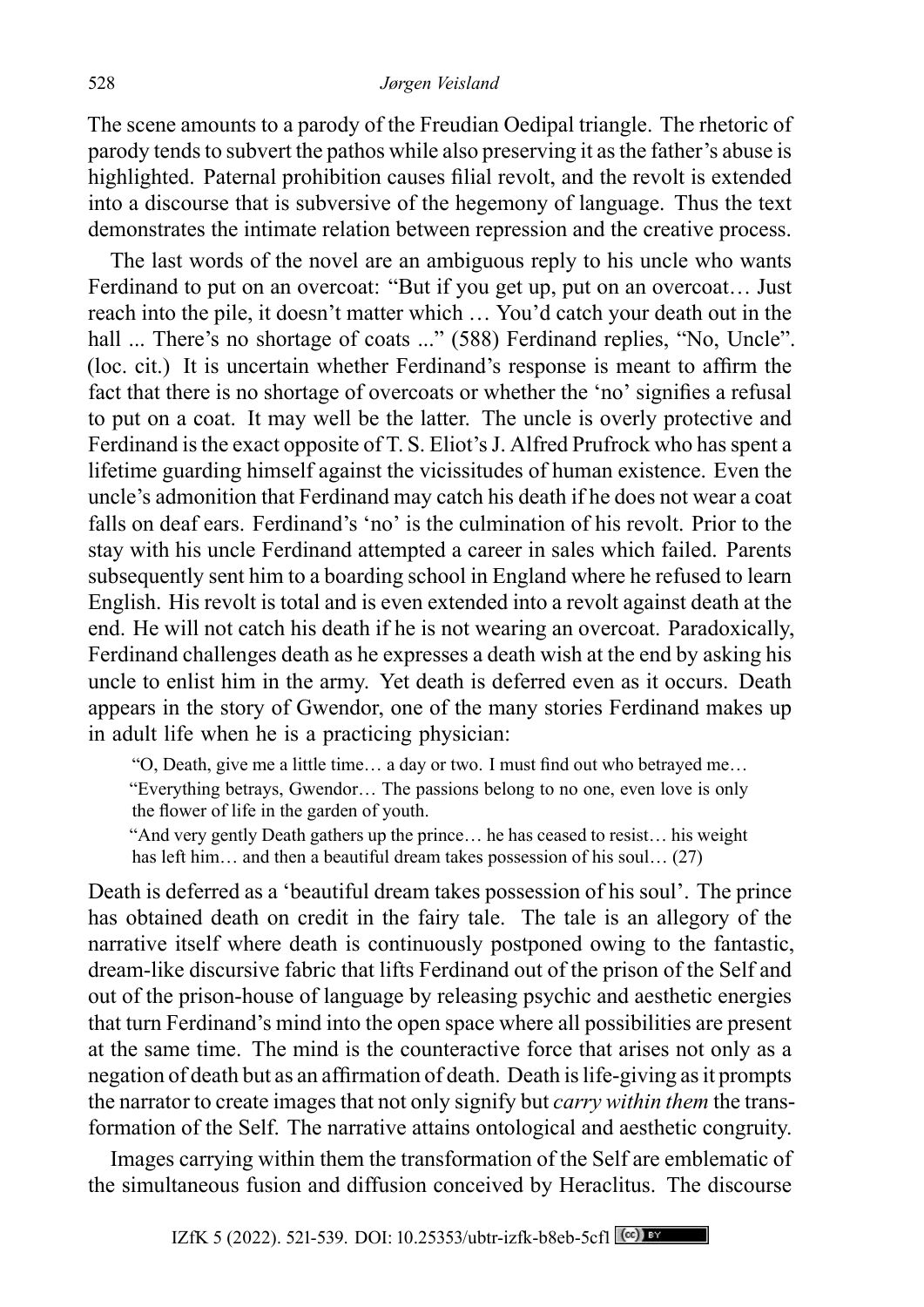The scene amounts to a parody of the Freudian Oedipal triangle. The rhetoric of parody tends to subvert the pathos while also preserving it as the father's abuse is highlighted. Paternal prohibition causes filial revolt, and the revolt is extended into a discourse that is subversive of the hegemony of language. Thus the text demonstrates the intimate relation between repression and the creative process.

The last words of the novel are an ambiguous reply to his uncle who wants Ferdinand to put on an overcoat: "But if you get up, put on an overcoat… Just reach into the pile, it doesn't matter which … You'd catch your death out in the hall ... There's no shortage of coats ..." (588) Ferdinand replies, "No, Uncle". (loc. cit.) It is uncertain whether Ferdinand's response is meant to affirm the fact that there is no shortage of overcoats or whether the 'no' signifies a refusal to put on a coat. It may well be the latter. The uncle is overly protective and Ferdinand is the exact opposite of T. S. Eliot's J. Alfred Prufrock who has spent a lifetime guarding himself against the vicissitudes of human existence. Even the uncle's admonition that Ferdinand may catch his death if he does not wear a coat falls on deaf ears. Ferdinand's 'no' is the culmination of his revolt. Prior to the stay with his uncle Ferdinand attempted a career in sales which failed. Parents subsequently sent him to a boarding school in England where he refused to learn English. His revolt is total and is even extended into a revolt against death at the end. He will not catch his death if he is not wearing an overcoat. Paradoxically, Ferdinand challenges death as he expresses a death wish at the end by asking his uncle to enlist him in the army. Yet death is deferred even as it occurs. Death appears in the story of Gwendor, one of the many stories Ferdinand makes up in adult life when he is a practicing physician:

> "O, Death, give me a little time… a day or two. I must find out who betrayed me…
> "Everything betrays, Gwendor… The passions belong to no one, even love is only the flower of life in the garden of youth.
> "And very gently Death gathers up the prince… he has ceased to resist… his weight has left him… and then a beautiful dream takes possession of his soul… (27)

Death is deferred as a 'beautiful dream takes possession of his soul'. The prince has obtained death on credit in the fairy tale. The tale is an allegory of the narrative itself where death is continuously postponed owing to the fantastic, dream-like discursive fabric that lifts Ferdinand out of the prison of the Self and out of the prison-house of language by releasing psychic and aesthetic energies that turn Ferdinand's mind into the open space where all possibilities are present at the same time. The mind is the counteractive force that arises not only as a negation of death but as an affirmation of death. Death is life-giving as it prompts the narrator to create images that not only signify but *carry within them* the transformation of the Self. The narrative attains ontological and aesthetic congruity.

Images carrying within them the transformation of the Self are emblematic of the simultaneous fusion and diffusion conceived by Heraclitus. The discourse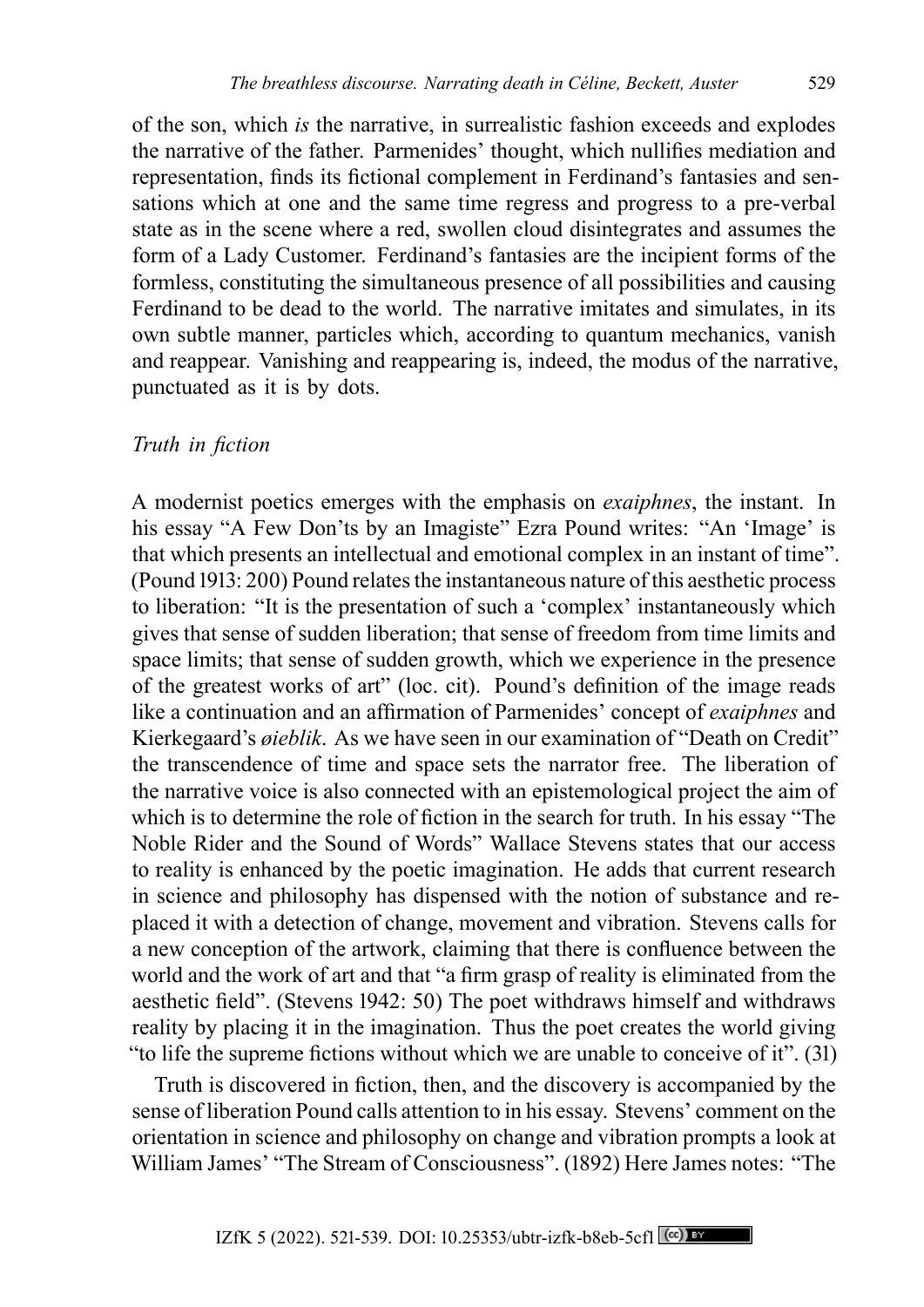of the son, which *is* the narrative, in surrealistic fashion exceeds and explodes the narrative of the father. Parmenides' thought, which nullifies mediation and representation, finds its fictional complement in Ferdinand's fantasies and sensations which at one and the same time regress and progress to a pre-verbal state as in the scene where a red, swollen cloud disintegrates and assumes the form of a Lady Customer. Ferdinand's fantasies are the incipient forms of the formless, constituting the simultaneous presence of all possibilities and causing Ferdinand to be dead to the world. The narrative imitates and simulates, in its own subtle manner, particles which, according to quantum mechanics, vanish and reappear. Vanishing and reappearing is, indeed, the modus of the narrative, punctuated as it is by dots.

### *Truth in fiction*

A modernist poetics emerges with the emphasis on *exaiphnes*, the instant. In his essay "A Few Don'ts by an Imagiste" Ezra Pound writes: "An 'Image' is that which presents an intellectual and emotional complex in an instant of time". (Pound 1913: 200) Pound relates the instantaneous nature of this aesthetic process to liberation: "It is the presentation of such a 'complex' instantaneously which gives that sense of sudden liberation; that sense of freedom from time limits and space limits; that sense of sudden growth, which we experience in the presence of the greatest works of art" (loc. cit). Pound's definition of the image reads like a continuation and an affirmation of Parmenides' concept of *exaiphnes* and Kierkegaard's *øieblik*. As we have seen in our examination of "Death on Credit" the transcendence of time and space sets the narrator free. The liberation of the narrative voice is also connected with an epistemological project the aim of which is to determine the role of fiction in the search for truth. In his essay "The Noble Rider and the Sound of Words" Wallace Stevens states that our access to reality is enhanced by the poetic imagination. He adds that current research in science and philosophy has dispensed with the notion of substance and replaced it with a detection of change, movement and vibration. Stevens calls for a new conception of the artwork, claiming that there is confluence between the world and the work of art and that "a firm grasp of reality is eliminated from the aesthetic field". (Stevens 1942: 50) The poet withdraws himself and withdraws reality by placing it in the imagination. Thus the poet creates the world giving "to life the supreme fictions without which we are unable to conceive of it". (31)

Truth is discovered in fiction, then, and the discovery is accompanied by the sense of liberation Pound calls attention to in his essay. Stevens' comment on the orientation in science and philosophy on change and vibration prompts a look at William James' "The Stream of Consciousness". (1892) Here James notes: "The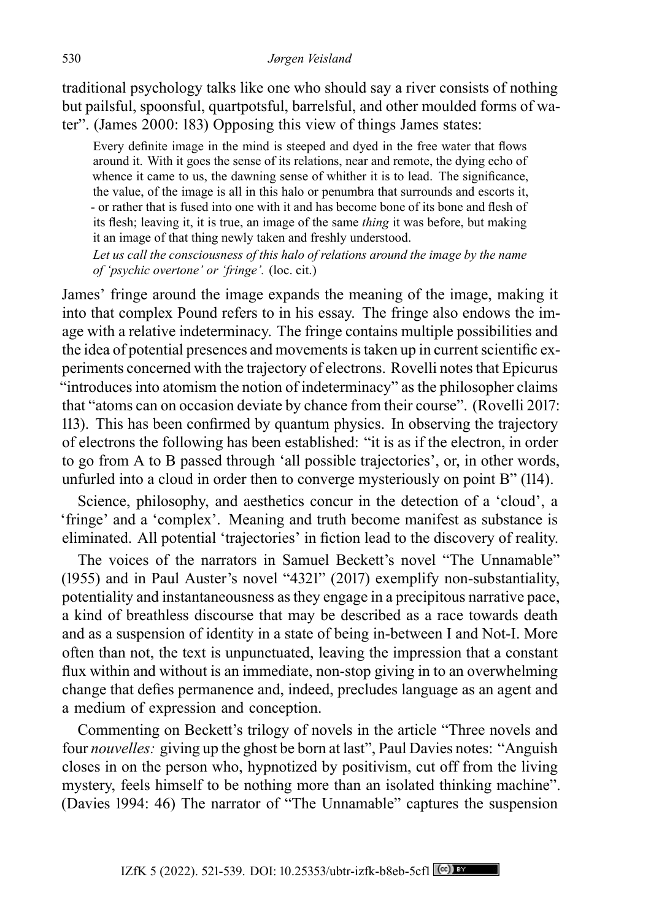traditional psychology talks like one who should say a river consists of nothing but pailsful, spoonsful, quartpotsful, barrelsful, and other moulded forms of water". (James 2000: 183) Opposing this view of things James states:

> Every definite image in the mind is steeped and dyed in the free water that flows around it. With it goes the sense of its relations, near and remote, the dying echo of whence it came to us, the dawning sense of whither it is to lead. The significance, the value, of the image is all in this halo or penumbra that surrounds and escorts it, - or rather that is fused into one with it and has become bone of its bone and flesh of its flesh; leaving it, it is true, an image of the same *thing* it was before, but making it an image of that thing newly taken and freshly understood.
>
> *Let us call the consciousness of this halo of relations around the image by the name of 'psychic overtone' or 'fringe'.* (loc. cit.)

James' fringe around the image expands the meaning of the image, making it into that complex Pound refers to in his essay. The fringe also endows the image with a relative indeterminacy. The fringe contains multiple possibilities and the idea of potential presences and movements is taken up in current scientific experiments concerned with the trajectory of electrons. Rovelli notes that Epicurus "introduces into atomism the notion of indeterminacy" as the philosopher claims that "atoms can on occasion deviate by chance from their course". (Rovelli 2017: 113). This has been confirmed by quantum physics. In observing the trajectory of electrons the following has been established: "it is as if the electron, in order to go from A to B passed through 'all possible trajectories', or, in other words, unfurled into a cloud in order then to converge mysteriously on point B" (114).

Science, philosophy, and aesthetics concur in the detection of a 'cloud', a 'fringe' and a 'complex'. Meaning and truth become manifest as substance is eliminated. All potential 'trajectories' in fiction lead to the discovery of reality.

The voices of the narrators in Samuel Beckett's novel "The Unnamable" (1955) and in Paul Auster's novel "4321" (2017) exemplify non-substantiality, potentiality and instantaneousness as they engage in a precipitous narrative pace, a kind of breathless discourse that may be described as a race towards death and as a suspension of identity in a state of being in-between I and Not-I. More often than not, the text is unpunctuated, leaving the impression that a constant flux within and without is an immediate, non-stop giving in to an overwhelming change that defies permanence and, indeed, precludes language as an agent and a medium of expression and conception.

Commenting on Beckett's trilogy of novels in the article "Three novels and four *nouvelles:* giving up the ghost be born at last", Paul Davies notes: "Anguish closes in on the person who, hypnotized by positivism, cut off from the living mystery, feels himself to be nothing more than an isolated thinking machine". (Davies 1994: 46) The narrator of "The Unnamable" captures the suspension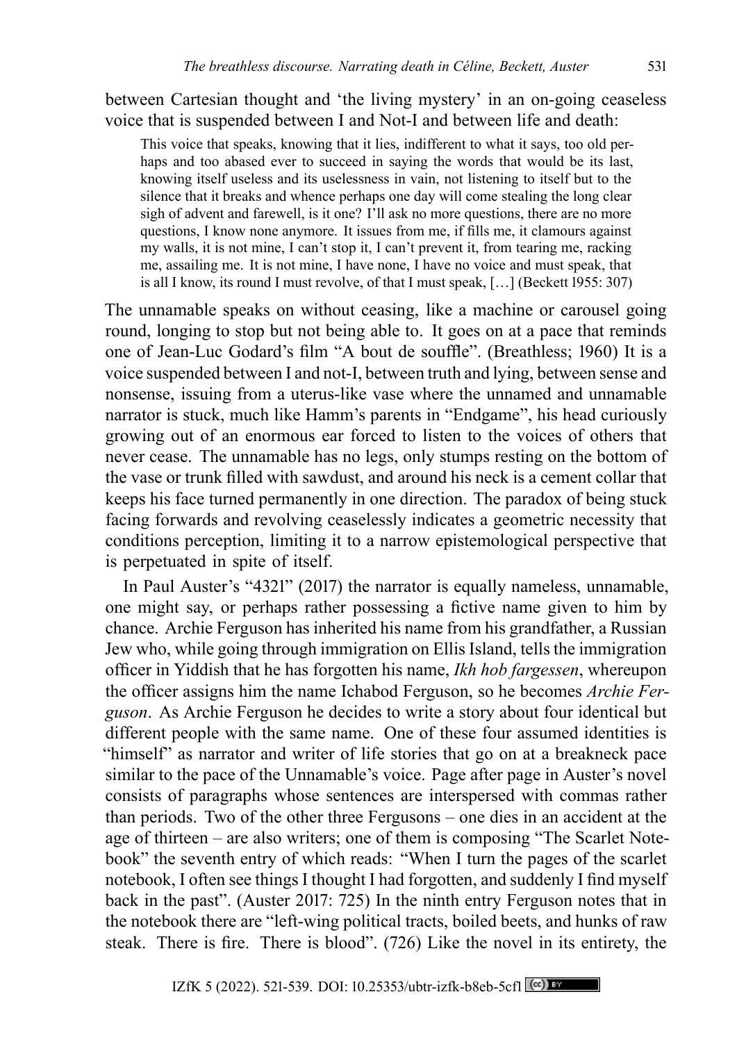between Cartesian thought and 'the living mystery' in an on-going ceaseless voice that is suspended between I and Not-I and between life and death:

> This voice that speaks, knowing that it lies, indifferent to what it says, too old perhaps and too abased ever to succeed in saying the words that would be its last, knowing itself useless and its uselessness in vain, not listening to itself but to the silence that it breaks and whence perhaps one day will come stealing the long clear sigh of advent and farewell, is it one? I'll ask no more questions, there are no more questions, I know none anymore. It issues from me, if fills me, it clamours against my walls, it is not mine, I can't stop it, I can't prevent it, from tearing me, racking me, assailing me. It is not mine, I have none, I have no voice and must speak, that is all I know, its round I must revolve, of that I must speak, […] (Beckett 1955: 307)

The unnamable speaks on without ceasing, like a machine or carousel going round, longing to stop but not being able to. It goes on at a pace that reminds one of Jean-Luc Godard's film "A bout de souffle". (Breathless; 1960) It is a voice suspended between I and not-I, between truth and lying, between sense and nonsense, issuing from a uterus-like vase where the unnamed and unnamable narrator is stuck, much like Hamm's parents in "Endgame", his head curiously growing out of an enormous ear forced to listen to the voices of others that never cease. The unnamable has no legs, only stumps resting on the bottom of the vase or trunk filled with sawdust, and around his neck is a cement collar that keeps his face turned permanently in one direction. The paradox of being stuck facing forwards and revolving ceaselessly indicates a geometric necessity that conditions perception, limiting it to a narrow epistemological perspective that is perpetuated in spite of itself.

In Paul Auster's "4321" (2017) the narrator is equally nameless, unnamable, one might say, or perhaps rather possessing a fictive name given to him by chance. Archie Ferguson has inherited his name from his grandfather, a Russian Jew who, while going through immigration on Ellis Island, tells the immigration officer in Yiddish that he has forgotten his name, *Ikh hob fargessen*, whereupon the officer assigns him the name Ichabod Ferguson, so he becomes *Archie Ferguson*. As Archie Ferguson he decides to write a story about four identical but different people with the same name. One of these four assumed identities is "himself" as narrator and writer of life stories that go on at a breakneck pace similar to the pace of the Unnamable's voice. Page after page in Auster's novel consists of paragraphs whose sentences are interspersed with commas rather than periods. Two of the other three Fergusons – one dies in an accident at the age of thirteen – are also writers; one of them is composing "The Scarlet Notebook" the seventh entry of which reads: "When I turn the pages of the scarlet notebook, I often see things I thought I had forgotten, and suddenly I find myself back in the past". (Auster 2017: 725) In the ninth entry Ferguson notes that in the notebook there are "left-wing political tracts, boiled beets, and hunks of raw steak. There is fire. There is blood". (726) Like the novel in its entirety, the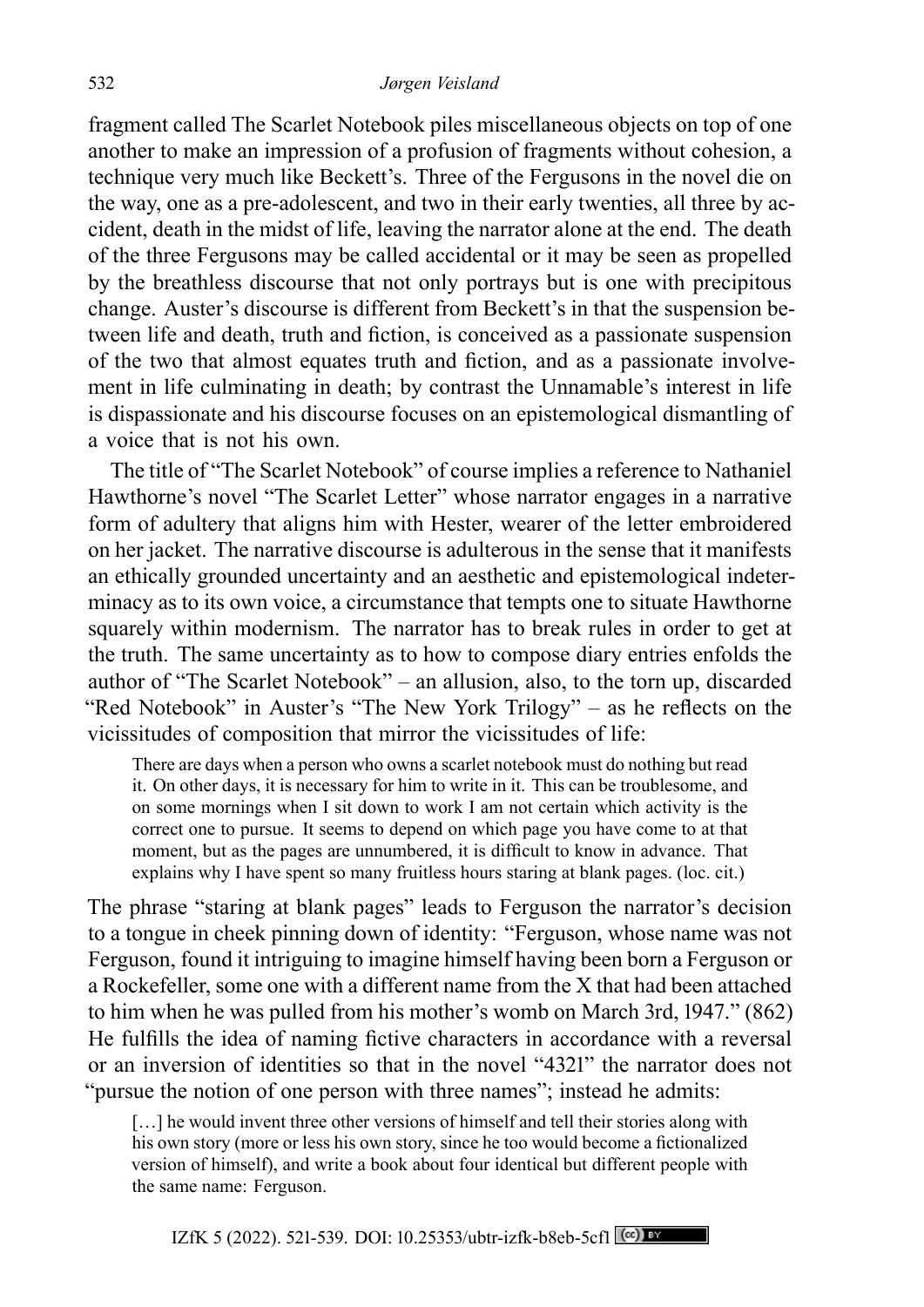fragment called The Scarlet Notebook piles miscellaneous objects on top of one another to make an impression of a profusion of fragments without cohesion, a technique very much like Beckett's. Three of the Fergusons in the novel die on the way, one as a pre-adolescent, and two in their early twenties, all three by accident, death in the midst of life, leaving the narrator alone at the end. The death of the three Fergusons may be called accidental or it may be seen as propelled by the breathless discourse that not only portrays but is one with precipitous change. Auster's discourse is different from Beckett's in that the suspension between life and death, truth and fiction, is conceived as a passionate suspension of the two that almost equates truth and fiction, and as a passionate involvement in life culminating in death; by contrast the Unnamable's interest in life is dispassionate and his discourse focuses on an epistemological dismantling of a voice that is not his own.

The title of "The Scarlet Notebook" of course implies a reference to Nathaniel Hawthorne's novel "The Scarlet Letter" whose narrator engages in a narrative form of adultery that aligns him with Hester, wearer of the letter embroidered on her jacket. The narrative discourse is adulterous in the sense that it manifests an ethically grounded uncertainty and an aesthetic and epistemological indeterminacy as to its own voice, a circumstance that tempts one to situate Hawthorne squarely within modernism. The narrator has to break rules in order to get at the truth. The same uncertainty as to how to compose diary entries enfolds the author of "The Scarlet Notebook" – an allusion, also, to the torn up, discarded "Red Notebook" in Auster's "The New York Trilogy" – as he reflects on the vicissitudes of composition that mirror the vicissitudes of life:

> There are days when a person who owns a scarlet notebook must do nothing but read it. On other days, it is necessary for him to write in it. This can be troublesome, and on some mornings when I sit down to work I am not certain which activity is the correct one to pursue. It seems to depend on which page you have come to at that moment, but as the pages are unnumbered, it is difficult to know in advance. That explains why I have spent so many fruitless hours staring at blank pages. (loc. cit.)

The phrase "staring at blank pages" leads to Ferguson the narrator's decision to a tongue in cheek pinning down of identity: "Ferguson, whose name was not Ferguson, found it intriguing to imagine himself having been born a Ferguson or a Rockefeller, some one with a different name from the X that had been attached to him when he was pulled from his mother's womb on March 3rd, 1947." (862) He fulfills the idea of naming fictive characters in accordance with a reversal or an inversion of identities so that in the novel "4321" the narrator does not "pursue the notion of one person with three names"; instead he admits:

> […] he would invent three other versions of himself and tell their stories along with his own story (more or less his own story, since he too would become a fictionalized version of himself), and write a book about four identical but different people with the same name: Ferguson.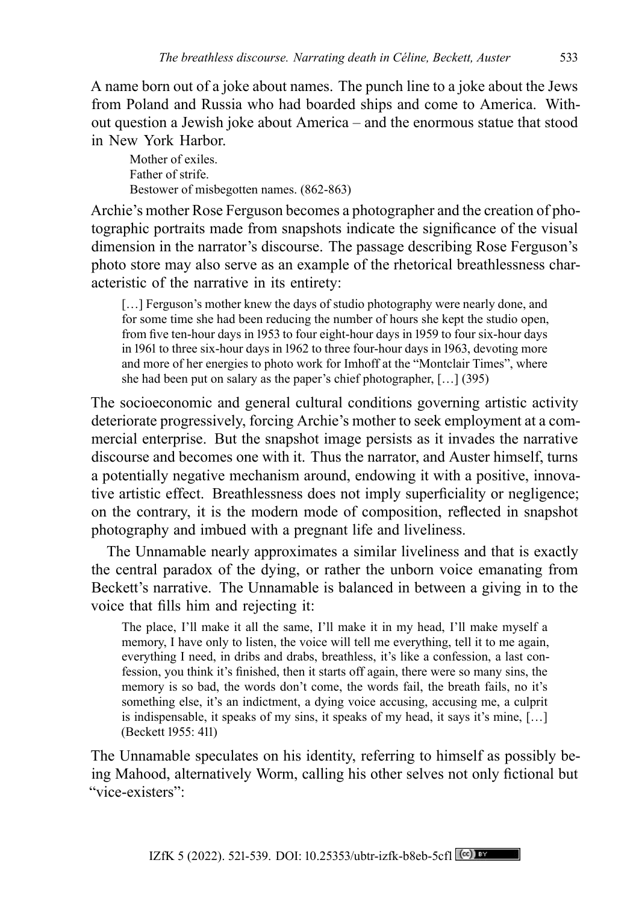A name born out of a joke about names. The punch line to a joke about the Jews from Poland and Russia who had boarded ships and come to America. Without question a Jewish joke about America – and the enormous statue that stood in New York Harbor.

> Mother of exiles.  
> Father of strife.  
> Bestower of misbegotten names. (862-863)

Archie's mother Rose Ferguson becomes a photographer and the creation of photographic portraits made from snapshots indicate the significance of the visual dimension in the narrator's discourse. The passage describing Rose Ferguson's photo store may also serve as an example of the rhetorical breathlessness characteristic of the narrative in its entirety:

> […] Ferguson's mother knew the days of studio photography were nearly done, and for some time she had been reducing the number of hours she kept the studio open, from five ten-hour days in 1953 to four eight-hour days in 1959 to four six-hour days in 1961 to three six-hour days in 1962 to three four-hour days in 1963, devoting more and more of her energies to photo work for Imhoff at the "Montclair Times", where she had been put on salary as the paper's chief photographer, […] (395)

The socioeconomic and general cultural conditions governing artistic activity deteriorate progressively, forcing Archie's mother to seek employment at a commercial enterprise. But the snapshot image persists as it invades the narrative discourse and becomes one with it. Thus the narrator, and Auster himself, turns a potentially negative mechanism around, endowing it with a positive, innovative artistic effect. Breathlessness does not imply superficiality or negligence; on the contrary, it is the modern mode of composition, reflected in snapshot photography and imbued with a pregnant life and liveliness.

The Unnamable nearly approximates a similar liveliness and that is exactly the central paradox of the dying, or rather the unborn voice emanating from Beckett's narrative. The Unnamable is balanced in between a giving in to the voice that fills him and rejecting it:

> The place, I'll make it all the same, I'll make it in my head, I'll make myself a memory, I have only to listen, the voice will tell me everything, tell it to me again, everything I need, in dribs and drabs, breathless, it's like a confession, a last confession, you think it's finished, then it starts off again, there were so many sins, the memory is so bad, the words don't come, the words fail, the breath fails, no it's something else, it's an indictment, a dying voice accusing, accusing me, a culprit is indispensable, it speaks of my sins, it speaks of my head, it says it's mine, […] (Beckett 1955: 411)

The Unnamable speculates on his identity, referring to himself as possibly being Mahood, alternatively Worm, calling his other selves not only fictional but "vice-existers":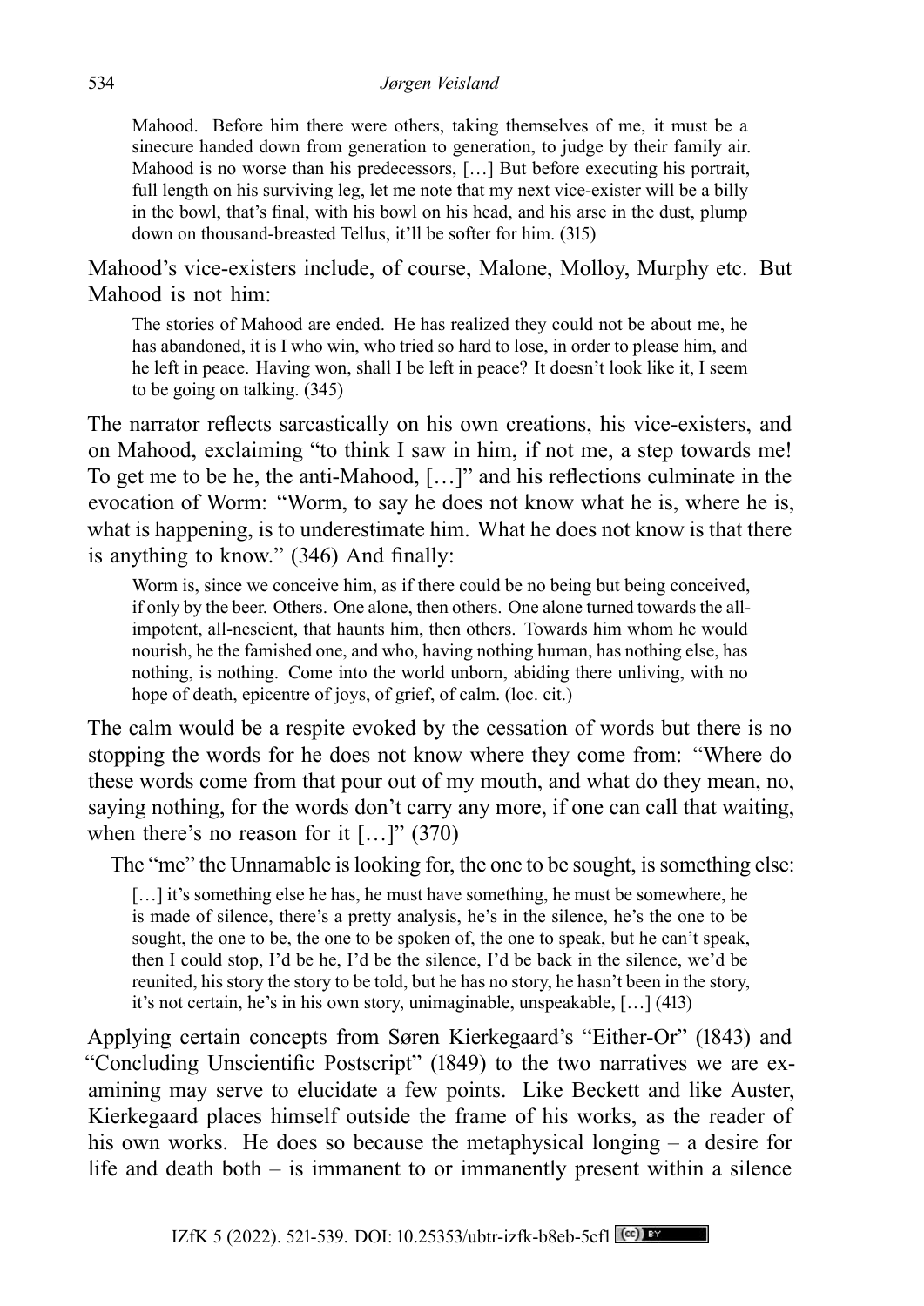> Mahood. Before him there were others, taking themselves of me, it must be a sinecure handed down from generation to generation, to judge by their family air. Mahood is no worse than his predecessors, […] But before executing his portrait, full length on his surviving leg, let me note that my next vice-exister will be a billy in the bowl, that's final, with his bowl on his head, and his arse in the dust, plump down on thousand-breasted Tellus, it'll be softer for him. (315)

Mahood's vice-existers include, of course, Malone, Molloy, Murphy etc. But Mahood is not him:

> The stories of Mahood are ended. He has realized they could not be about me, he has abandoned, it is I who win, who tried so hard to lose, in order to please him, and he left in peace. Having won, shall I be left in peace? It doesn't look like it, I seem to be going on talking. (345)

The narrator reflects sarcastically on his own creations, his vice-existers, and on Mahood, exclaiming "to think I saw in him, if not me, a step towards me! To get me to be he, the anti-Mahood, […]" and his reflections culminate in the evocation of Worm: "Worm, to say he does not know what he is, where he is, what is happening, is to underestimate him. What he does not know is that there is anything to know." (346) And finally:

> Worm is, since we conceive him, as if there could be no being but being conceived, if only by the beer. Others. One alone, then others. One alone turned towards the all-impotent, all-nescient, that haunts him, then others. Towards him whom he would nourish, he the famished one, and who, having nothing human, has nothing else, has nothing, is nothing. Come into the world unborn, abiding there unliving, with no hope of death, epicentre of joys, of grief, of calm. (loc. cit.)

The calm would be a respite evoked by the cessation of words but there is no stopping the words for he does not know where they come from: "Where do these words come from that pour out of my mouth, and what do they mean, no, saying nothing, for the words don't carry any more, if one can call that waiting, when there's no reason for it […]" (370)

The "me" the Unnamable is looking for, the one to be sought, is something else:

> […] it's something else he has, he must have something, he must be somewhere, he is made of silence, there's a pretty analysis, he's in the silence, he's the one to be sought, the one to be, the one to be spoken of, the one to speak, but he can't speak, then I could stop, I'd be he, I'd be the silence, I'd be back in the silence, we'd be reunited, his story the story to be told, but he has no story, he hasn't been in the story, it's not certain, he's in his own story, unimaginable, unspeakable, […] (413)

Applying certain concepts from Søren Kierkegaard's "Either-Or" (1843) and "Concluding Unscientific Postscript" (1849) to the two narratives we are examining may serve to elucidate a few points. Like Beckett and like Auster, Kierkegaard places himself outside the frame of his works, as the reader of his own works. He does so because the metaphysical longing – a desire for life and death both – is immanent to or immanently present within a silence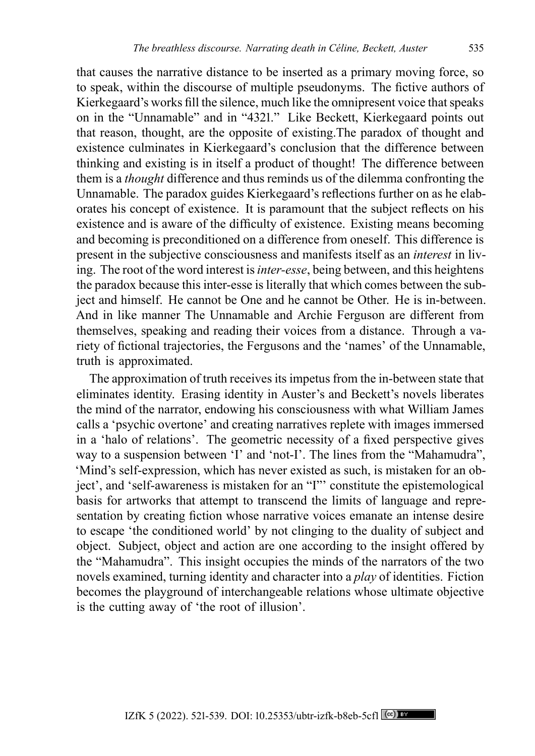that causes the narrative distance to be inserted as a primary moving force, so to speak, within the discourse of multiple pseudonyms. The fictive authors of Kierkegaard's works fill the silence, much like the omnipresent voice that speaks on in the "Unnamable" and in "4321." Like Beckett, Kierkegaard points out that reason, thought, are the opposite of existing.The paradox of thought and existence culminates in Kierkegaard's conclusion that the difference between thinking and existing is in itself a product of thought! The difference between them is a *thought* difference and thus reminds us of the dilemma confronting the Unnamable. The paradox guides Kierkegaard's reflections further on as he elaborates his concept of existence. It is paramount that the subject reflects on his existence and is aware of the difficulty of existence. Existing means becoming and becoming is preconditioned on a difference from oneself. This difference is present in the subjective consciousness and manifests itself as an *interest* in living. The root of the word interest is *inter-esse*, being between, and this heightens the paradox because this inter-esse is literally that which comes between the subject and himself. He cannot be One and he cannot be Other. He is in-between. And in like manner The Unnamable and Archie Ferguson are different from themselves, speaking and reading their voices from a distance. Through a variety of fictional trajectories, the Fergusons and the 'names' of the Unnamable, truth is approximated.

The approximation of truth receives its impetus from the in-between state that eliminates identity. Erasing identity in Auster's and Beckett's novels liberates the mind of the narrator, endowing his consciousness with what William James calls a 'psychic overtone' and creating narratives replete with images immersed in a 'halo of relations'. The geometric necessity of a fixed perspective gives way to a suspension between 'I' and 'not-I'. The lines from the "Mahamudra", 'Mind's self-expression, which has never existed as such, is mistaken for an object', and 'self-awareness is mistaken for an "I"' constitute the epistemological basis for artworks that attempt to transcend the limits of language and representation by creating fiction whose narrative voices emanate an intense desire to escape 'the conditioned world' by not clinging to the duality of subject and object. Subject, object and action are one according to the insight offered by the "Mahamudra". This insight occupies the minds of the narrators of the two novels examined, turning identity and character into a *play* of identities. Fiction becomes the playground of interchangeable relations whose ultimate objective is the cutting away of 'the root of illusion'.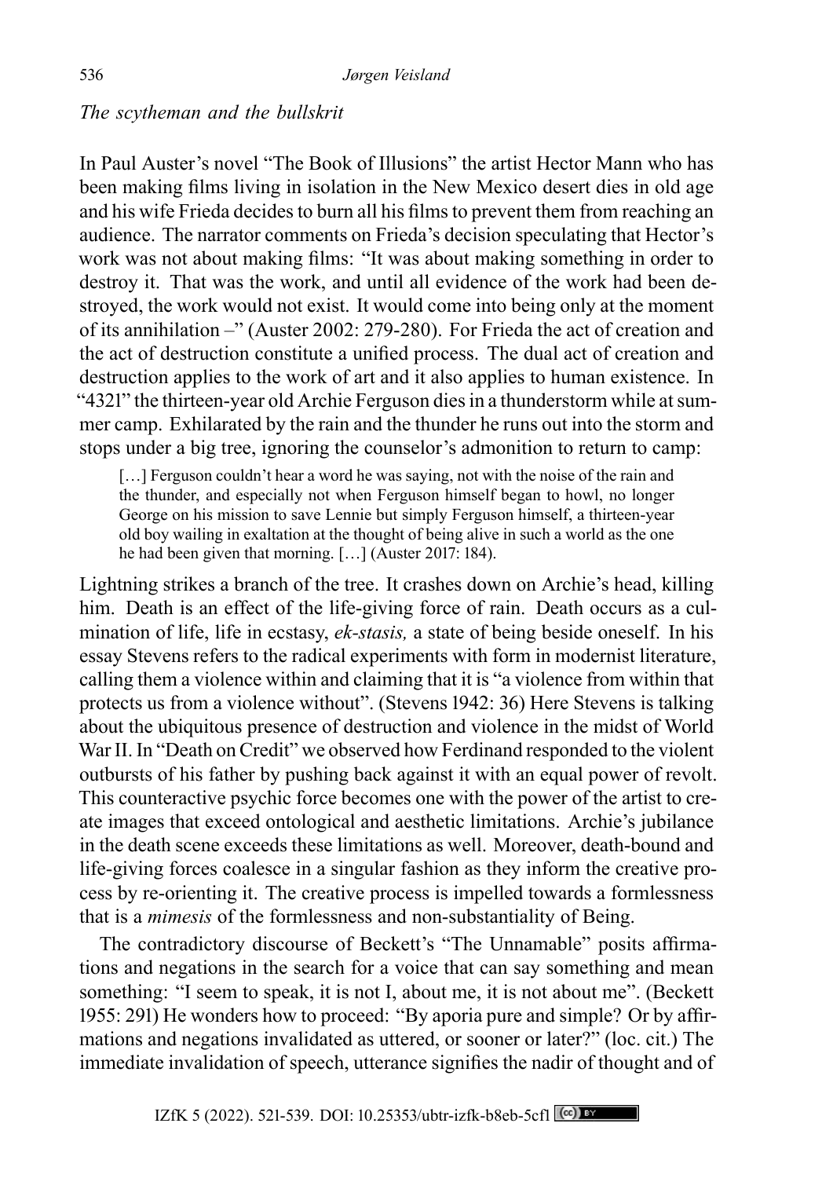*The scytheman and the bullskrit*

In Paul Auster's novel "The Book of Illusions" the artist Hector Mann who has been making films living in isolation in the New Mexico desert dies in old age and his wife Frieda decides to burn all his films to prevent them from reaching an audience. The narrator comments on Frieda's decision speculating that Hector's work was not about making films: "It was about making something in order to destroy it. That was the work, and until all evidence of the work had been destroyed, the work would not exist. It would come into being only at the moment of its annihilation –" (Auster 2002: 279-280). For Frieda the act of creation and the act of destruction constitute a unified process. The dual act of creation and destruction applies to the work of art and it also applies to human existence. In "4321" the thirteen-year old Archie Ferguson dies in a thunderstorm while at summer camp. Exhilarated by the rain and the thunder he runs out into the storm and stops under a big tree, ignoring the counselor's admonition to return to camp:

> […] Ferguson couldn't hear a word he was saying, not with the noise of the rain and the thunder, and especially not when Ferguson himself began to howl, no longer George on his mission to save Lennie but simply Ferguson himself, a thirteen-year old boy wailing in exaltation at the thought of being alive in such a world as the one he had been given that morning. […] (Auster 2017: 184).

Lightning strikes a branch of the tree. It crashes down on Archie's head, killing him. Death is an effect of the life-giving force of rain. Death occurs as a culmination of life, life in ecstasy, *ek-stasis,* a state of being beside oneself. In his essay Stevens refers to the radical experiments with form in modernist literature, calling them a violence within and claiming that it is "a violence from within that protects us from a violence without". (Stevens 1942: 36) Here Stevens is talking about the ubiquitous presence of destruction and violence in the midst of World War II. In "Death on Credit" we observed how Ferdinand responded to the violent outbursts of his father by pushing back against it with an equal power of revolt. This counteractive psychic force becomes one with the power of the artist to create images that exceed ontological and aesthetic limitations. Archie's jubilance in the death scene exceeds these limitations as well. Moreover, death-bound and life-giving forces coalesce in a singular fashion as they inform the creative process by re-orienting it. The creative process is impelled towards a formlessness that is a *mimesis* of the formlessness and non-substantiality of Being.

The contradictory discourse of Beckett's "The Unnamable" posits affirmations and negations in the search for a voice that can say something and mean something: "I seem to speak, it is not I, about me, it is not about me". (Beckett 1955: 291) He wonders how to proceed: "By aporia pure and simple? Or by affirmations and negations invalidated as uttered, or sooner or later?" (loc. cit.) The immediate invalidation of speech, utterance signifies the nadir of thought and of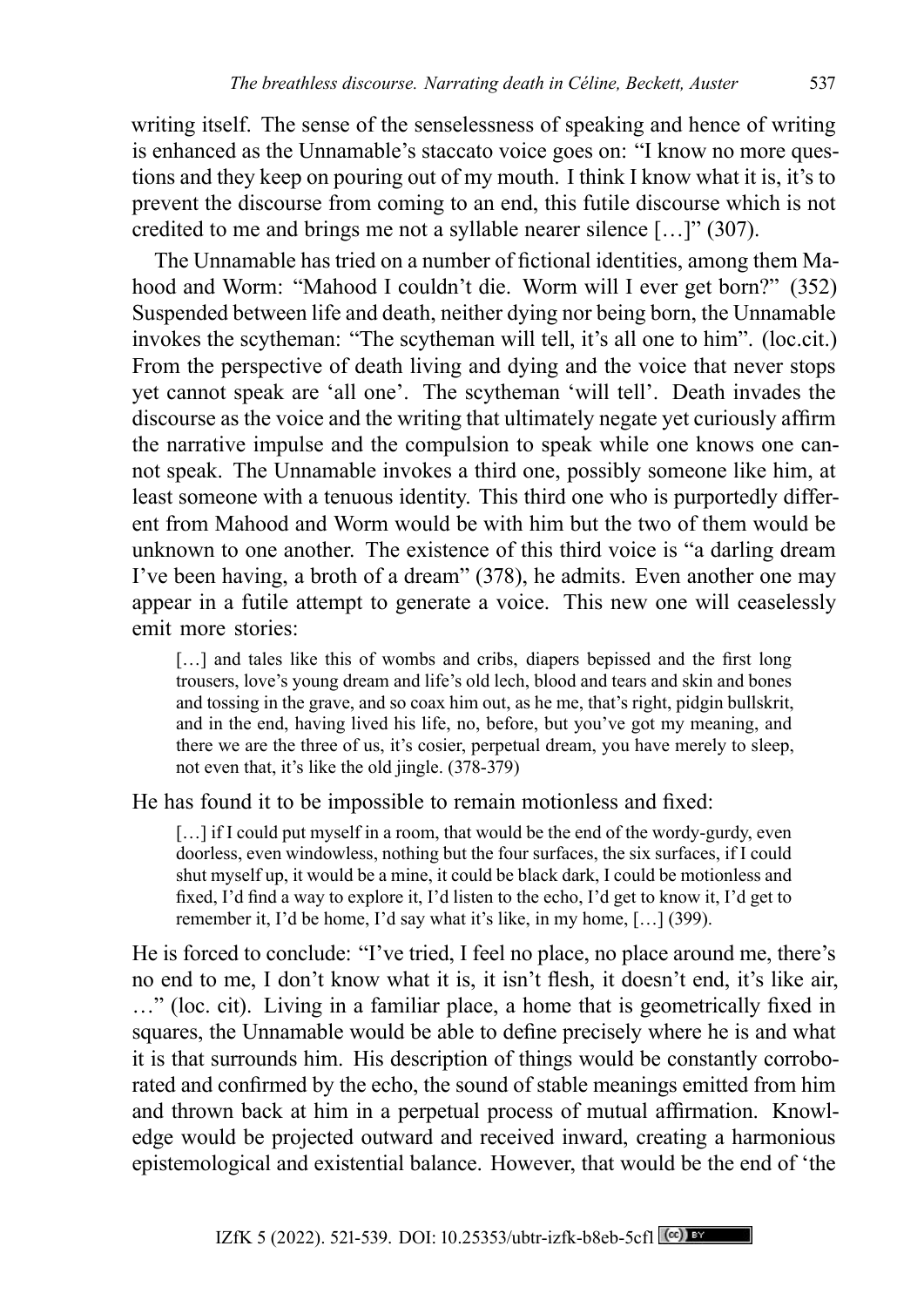writing itself. The sense of the senselessness of speaking and hence of writing is enhanced as the Unnamable's staccato voice goes on: "I know no more questions and they keep on pouring out of my mouth. I think I know what it is, it's to prevent the discourse from coming to an end, this futile discourse which is not credited to me and brings me not a syllable nearer silence […]" (307).

The Unnamable has tried on a number of fictional identities, among them Mahood and Worm: "Mahood I couldn't die. Worm will I ever get born?" (352) Suspended between life and death, neither dying nor being born, the Unnamable invokes the scytheman: "The scytheman will tell, it's all one to him". (loc.cit.) From the perspective of death living and dying and the voice that never stops yet cannot speak are 'all one'. The scytheman 'will tell'. Death invades the discourse as the voice and the writing that ultimately negate yet curiously affirm the narrative impulse and the compulsion to speak while one knows one cannot speak. The Unnamable invokes a third one, possibly someone like him, at least someone with a tenuous identity. This third one who is purportedly different from Mahood and Worm would be with him but the two of them would be unknown to one another. The existence of this third voice is "a darling dream I've been having, a broth of a dream" (378), he admits. Even another one may appear in a futile attempt to generate a voice. This new one will ceaselessly emit more stories:

> […] and tales like this of wombs and cribs, diapers bepissed and the first long trousers, love's young dream and life's old lech, blood and tears and skin and bones and tossing in the grave, and so coax him out, as he me, that's right, pidgin bullskrit, and in the end, having lived his life, no, before, but you've got my meaning, and there we are the three of us, it's cosier, perpetual dream, you have merely to sleep, not even that, it's like the old jingle. (378-379)

He has found it to be impossible to remain motionless and fixed:

> […] if I could put myself in a room, that would be the end of the wordy-gurdy, even doorless, even windowless, nothing but the four surfaces, the six surfaces, if I could shut myself up, it would be a mine, it could be black dark, I could be motionless and fixed, I'd find a way to explore it, I'd listen to the echo, I'd get to know it, I'd get to remember it, I'd be home, I'd say what it's like, in my home, […] (399).

He is forced to conclude: "I've tried, I feel no place, no place around me, there's no end to me, I don't know what it is, it isn't flesh, it doesn't end, it's like air, …" (loc. cit). Living in a familiar place, a home that is geometrically fixed in squares, the Unnamable would be able to define precisely where he is and what it is that surrounds him. His description of things would be constantly corroborated and confirmed by the echo, the sound of stable meanings emitted from him and thrown back at him in a perpetual process of mutual affirmation. Knowledge would be projected outward and received inward, creating a harmonious epistemological and existential balance. However, that would be the end of 'the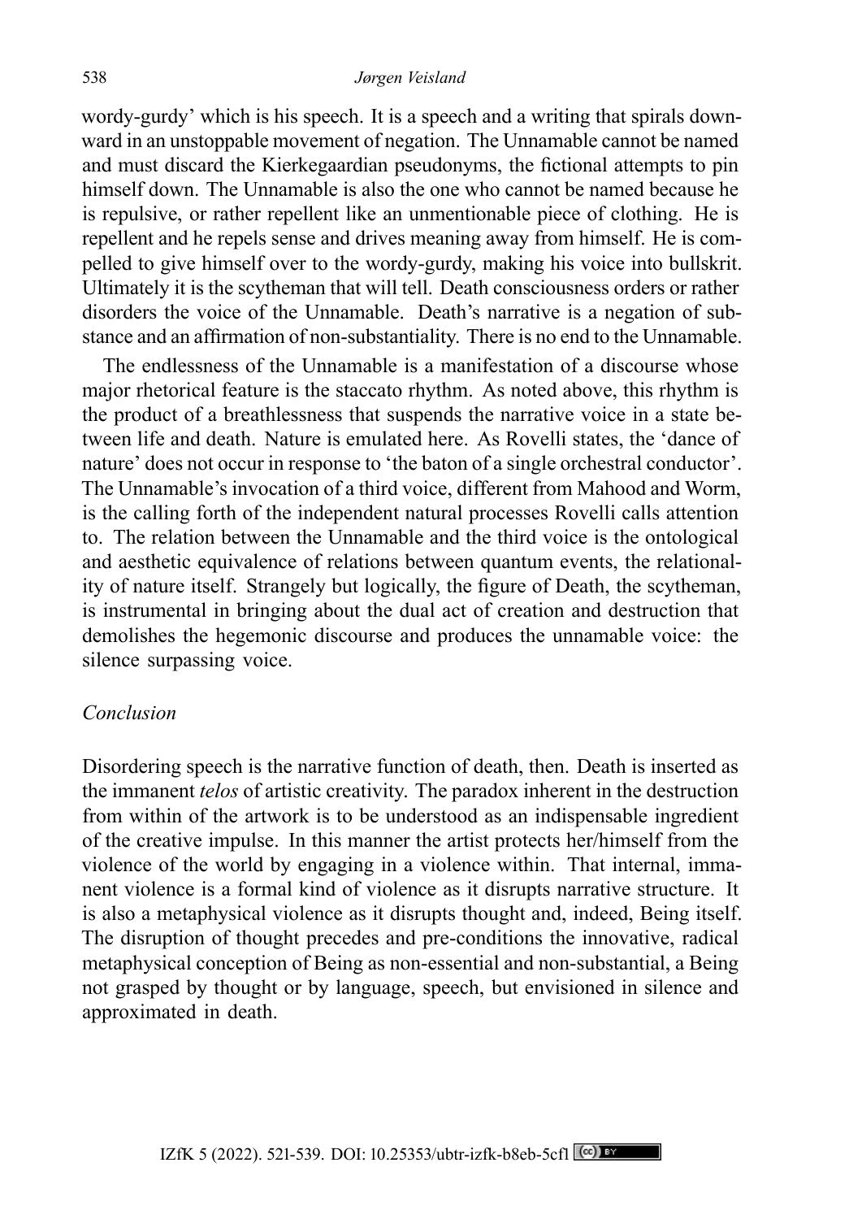wordy-gurdy' which is his speech. It is a speech and a writing that spirals downward in an unstoppable movement of negation. The Unnamable cannot be named and must discard the Kierkegaardian pseudonyms, the fictional attempts to pin himself down. The Unnamable is also the one who cannot be named because he is repulsive, or rather repellent like an unmentionable piece of clothing. He is repellent and he repels sense and drives meaning away from himself. He is compelled to give himself over to the wordy-gurdy, making his voice into bullskrit. Ultimately it is the scytheman that will tell. Death consciousness orders or rather disorders the voice of the Unnamable. Death's narrative is a negation of substance and an affirmation of non-substantiality. There is no end to the Unnamable.

The endlessness of the Unnamable is a manifestation of a discourse whose major rhetorical feature is the staccato rhythm. As noted above, this rhythm is the product of a breathlessness that suspends the narrative voice in a state between life and death. Nature is emulated here. As Rovelli states, the 'dance of nature' does not occur in response to 'the baton of a single orchestral conductor'. The Unnamable's invocation of a third voice, different from Mahood and Worm, is the calling forth of the independent natural processes Rovelli calls attention to. The relation between the Unnamable and the third voice is the ontological and aesthetic equivalence of relations between quantum events, the relationality of nature itself. Strangely but logically, the figure of Death, the scytheman, is instrumental in bringing about the dual act of creation and destruction that demolishes the hegemonic discourse and produces the unnamable voice: the silence surpassing voice.

## *Conclusion*

Disordering speech is the narrative function of death, then. Death is inserted as the immanent *telos* of artistic creativity. The paradox inherent in the destruction from within of the artwork is to be understood as an indispensable ingredient of the creative impulse. In this manner the artist protects her/himself from the violence of the world by engaging in a violence within. That internal, immanent violence is a formal kind of violence as it disrupts narrative structure. It is also a metaphysical violence as it disrupts thought and, indeed, Being itself. The disruption of thought precedes and pre-conditions the innovative, radical metaphysical conception of Being as non-essential and non-substantial, a Being not grasped by thought or by language, speech, but envisioned in silence and approximated in death.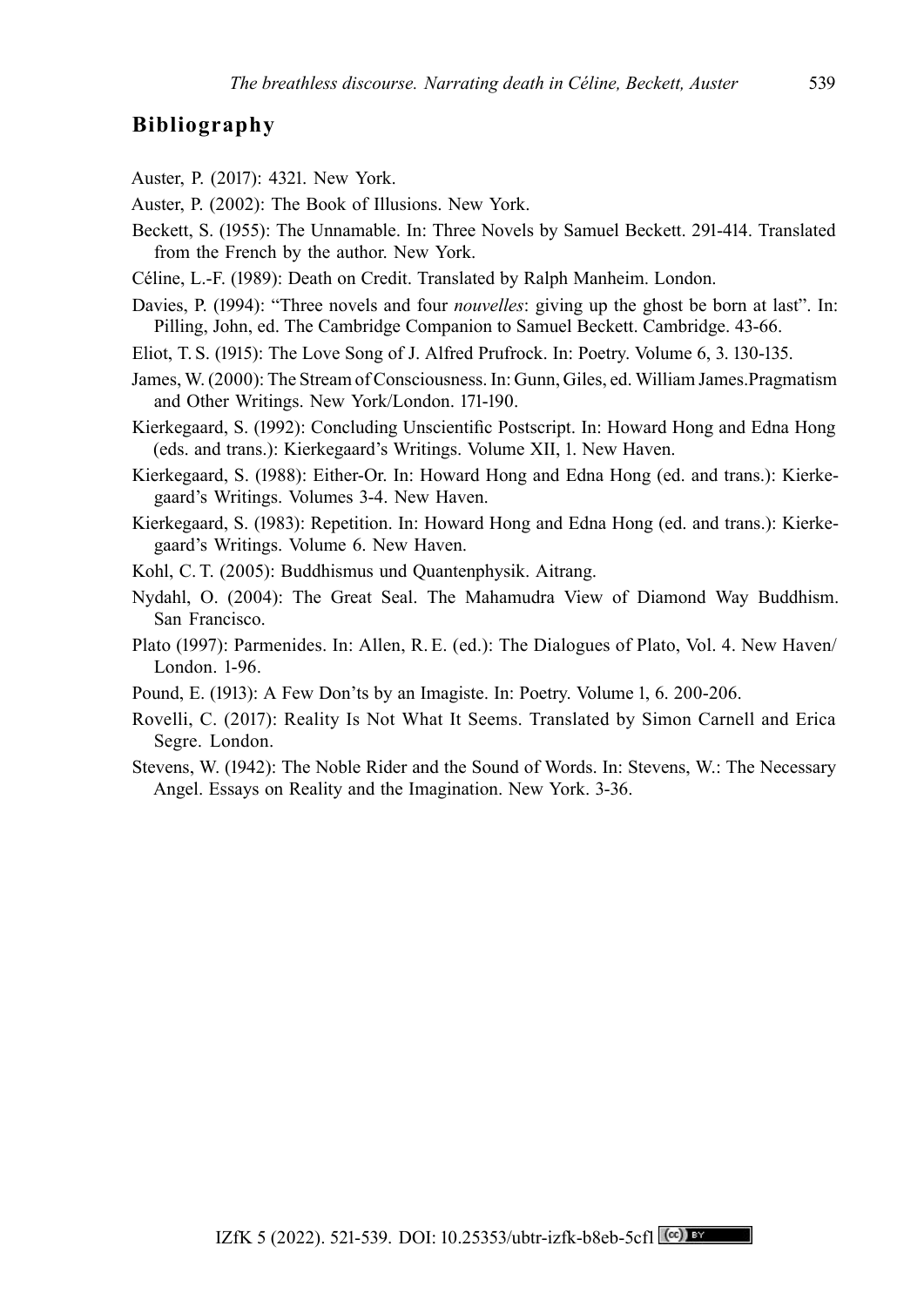## Bibliography

Auster, P. (2017): 4321. New York.

Auster, P. (2002): The Book of Illusions. New York.

Beckett, S. (1955): The Unnamable. In: Three Novels by Samuel Beckett. 291-414. Translated from the French by the author. New York.

Céline, L.-F. (1989): Death on Credit. Translated by Ralph Manheim. London.

Davies, P. (1994): “Three novels and four *nouvelles*: giving up the ghost be born at last”. In: Pilling, John, ed. The Cambridge Companion to Samuel Beckett. Cambridge. 43-66.

Eliot, T. S. (1915): The Love Song of J. Alfred Prufrock. In: Poetry. Volume 6, 3. 130-135.

James, W. (2000): The Stream of Consciousness. In: Gunn, Giles, ed. William James.Pragmatism and Other Writings. New York/London. 171-190.

Kierkegaard, S. (1992): Concluding Unscientific Postscript. In: Howard Hong and Edna Hong (eds. and trans.): Kierkegaard’s Writings. Volume XII, 1. New Haven.

Kierkegaard, S. (1988): Either-Or. In: Howard Hong and Edna Hong (ed. and trans.): Kierkegaard’s Writings. Volumes 3-4. New Haven.

Kierkegaard, S. (1983): Repetition. In: Howard Hong and Edna Hong (ed. and trans.): Kierkegaard’s Writings. Volume 6. New Haven.

Kohl, C. T. (2005): Buddhismus und Quantenphysik. Aitrang.

Nydahl, O. (2004): The Great Seal. The Mahamudra View of Diamond Way Buddhism. San Francisco.

Plato (1997): Parmenides. In: Allen, R. E. (ed.): The Dialogues of Plato, Vol. 4. New Haven/London. 1-96.

Pound, E. (1913): A Few Don’ts by an Imagiste. In: Poetry. Volume 1, 6. 200-206.

Rovelli, C. (2017): Reality Is Not What It Seems. Translated by Simon Carnell and Erica Segre. London.

Stevens, W. (1942): The Noble Rider and the Sound of Words. In: Stevens, W.: The Necessary Angel. Essays on Reality and the Imagination. New York. 3-36.